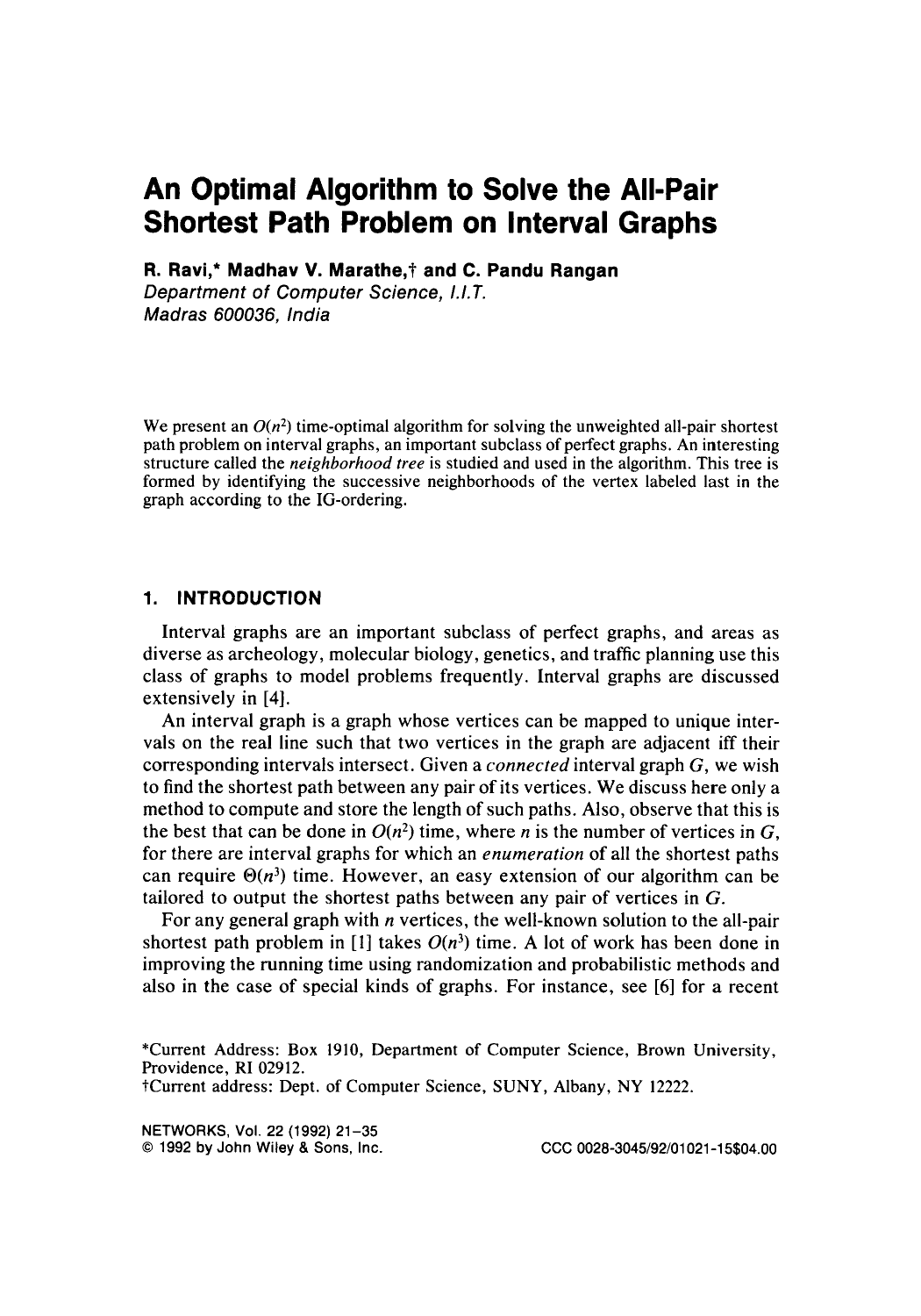# An Optimal Algorithm to Solve the All-Pair Shortest Path Problem on Interval Graphs

**R. Ravi,* Madhav V. Marathe,† and C. Pandu Rangan**
*Department of Computer Science, I.I.T.*
*Madras 600036, India*

We present an $O(n^2)$ time-optimal algorithm for solving the unweighted all-pair shortest path problem on interval graphs, an important subclass of perfect graphs. An interesting structure called the *neighborhood tree* is studied and used in the algorithm. This tree is formed by identifying the successive neighborhoods of the vertex labeled last in the graph according to the IG-ordering.

## 1. INTRODUCTION

Interval graphs are an important subclass of perfect graphs, and areas as diverse as archeology, molecular biology, genetics, and traffic planning use this class of graphs to model problems frequently. Interval graphs are discussed extensively in [4].

An interval graph is a graph whose vertices can be mapped to unique intervals on the real line such that two vertices in the graph are adjacent iff their corresponding intervals intersect. Given a *connected* interval graph $G$, we wish to find the shortest path between any pair of its vertices. We discuss here only a method to compute and store the length of such paths. Also, observe that this is the best that can be done in $O(n^2)$ time, where $n$ is the number of vertices in $G$, for there are interval graphs for which an *enumeration* of all the shortest paths can require $\Theta(n^3)$ time. However, an easy extension of our algorithm can be tailored to output the shortest paths between any pair of vertices in $G$.

For any general graph with $n$ vertices, the well-known solution to the all-pair shortest path problem in [1] takes $O(n^3)$ time. A lot of work has been done in improving the running time using randomization and probabilistic methods and also in the case of special kinds of graphs. For instance, see [6] for a recent

*Current Address: Box 1910, Department of Computer Science, Brown University, Providence, RI 02912.
†Current address: Dept. of Computer Science, SUNY, Albany, NY 12222.

CCC 0028-3045/92/01021-15$04.00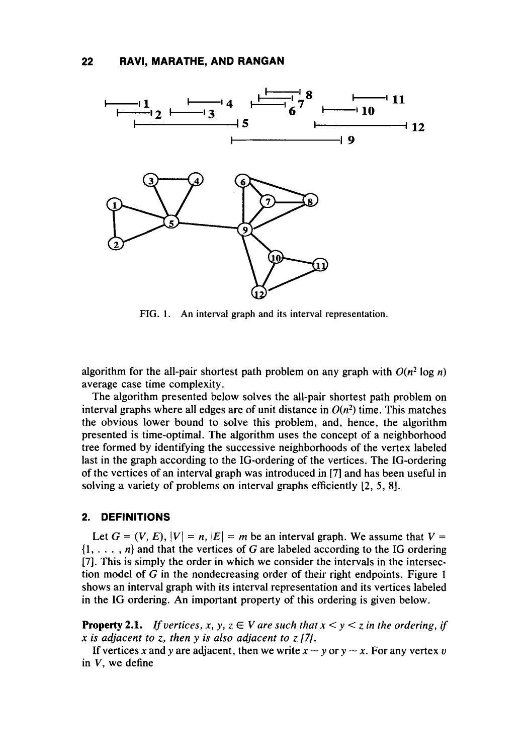FIG. 1. An interval graph and its interval representation.

algorithm for the all-pair shortest path problem on any graph with $O(n^2 \log n)$ average case time complexity.

The algorithm presented below solves the all-pair shortest path problem on interval graphs where all edges are of unit distance in $O(n^2)$ time. This matches the obvious lower bound to solve this problem, and, hence, the algorithm presented is time-optimal. The algorithm uses the concept of a neighborhood tree formed by identifying the successive neighborhoods of the vertex labeled last in the graph according to the IG-ordering of the vertices. The IG-ordering of the vertices of an interval graph was introduced in [7] and has been useful in solving a variety of problems on interval graphs efficiently [2, 5, 8].

## 2. DEFINITIONS

Let $G = (V, E)$, $|V| = n$, $|E| = m$ be an interval graph. We assume that $V = \{1, \ldots, n\}$ and that the vertices of $G$ are labeled according to the IG ordering [7]. This is simply the order in which we consider the intervals in the intersection model of $G$ in the nondecreasing order of their right endpoints. Figure 1 shows an interval graph with its interval representation and its vertices labeled in the IG ordering. An important property of this ordering is given below.

**Property 2.1.** *If vertices, $x, y, z \in V$ are such that $x < y < z$ in the ordering, if $x$ is adjacent to $z$, then $y$ is also adjacent to $z$ [7].*

If vertices $x$ and $y$ are adjacent, then we write $x \sim y$ or $y \sim x$. For any vertex $v$ in $V$, we define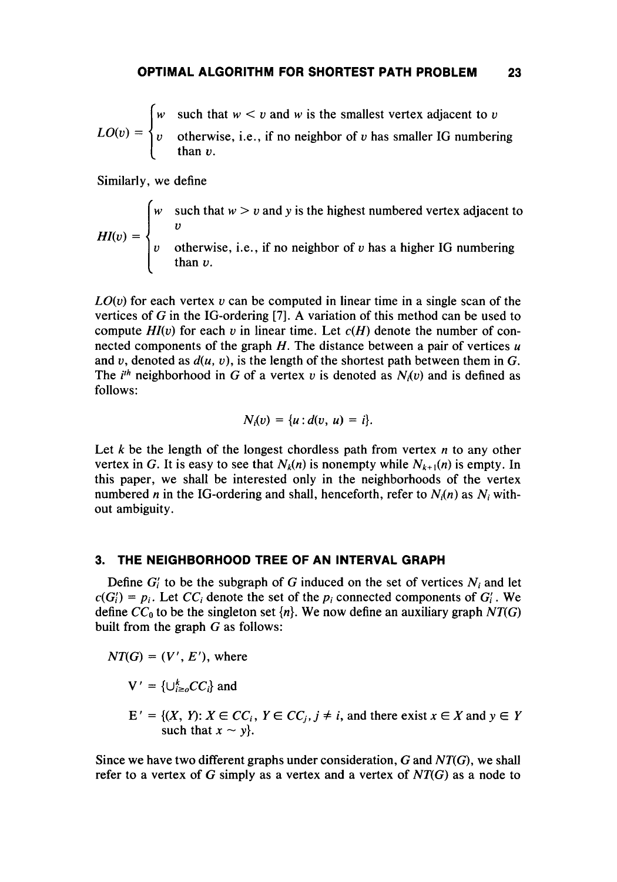$$LO(v) = \begin{cases} w & \text{such that } w < v \text{ and } w \text{ is the smallest vertex adjacent to } v \\ v & \text{otherwise, i.e., if no neighbor of } v \text{ has smaller IG numbering than } v. \end{cases}$$

Similarly, we define

$$HI(v) = \begin{cases} w & \text{such that } w > v \text{ and } y \text{ is the highest numbered vertex adjacent to } v \\ v & \text{otherwise, i.e., if no neighbor of } v \text{ has a higher IG numbering than } v. \end{cases}$$

$LO(v)$ for each vertex $v$ can be computed in linear time in a single scan of the vertices of $G$ in the IG-ordering [7]. A variation of this method can be used to compute $HI(v)$ for each $v$ in linear time. Let $c(H)$ denote the number of connected components of the graph $H$. The distance between a pair of vertices $u$ and $v$, denoted as $d(u, v)$, is the length of the shortest path between them in $G$. The $i^{th}$ neighborhood in $G$ of a vertex $v$ is denoted as $N_i(v)$ and is defined as follows:

$$N_i(v) = \{u : d(v, u) = i\}.$$

Let $k$ be the length of the longest chordless path from vertex $n$ to any other vertex in $G$. It is easy to see that $N_k(n)$ is nonempty while $N_{k+1}(n)$ is empty. In this paper, we shall be interested only in the neighborhoods of the vertex numbered $n$ in the IG-ordering and shall, henceforth, refer to $N_i(n)$ as $N_i$ without ambiguity.

## 3. THE NEIGHBORHOOD TREE OF AN INTERVAL GRAPH

Define $G_i'$ to be the subgraph of $G$ induced on the set of vertices $N_i$ and let $c(G_i') = p_i$. Let $CC_i$ denote the set of the $p_i$ connected components of $G_i'$. We define $CC_0$ to be the singleton set $\{n\}$. We now define an auxiliary graph $NT(G)$ built from the graph $G$ as follows:

$NT(G) = (V', E')$, where

$V' = \{\cup_{i \geq 0}^{k} CC_i\}$ and

$E' = \{(X, Y): X \in CC_i,\ Y \in CC_j,\ j \neq i$, and there exist $x \in X$ and $y \in Y$ such that $x \sim y\}$.

Since we have two different graphs under consideration, $G$ and $NT(G)$, we shall refer to a vertex of $G$ simply as a vertex and a vertex of $NT(G)$ as a node to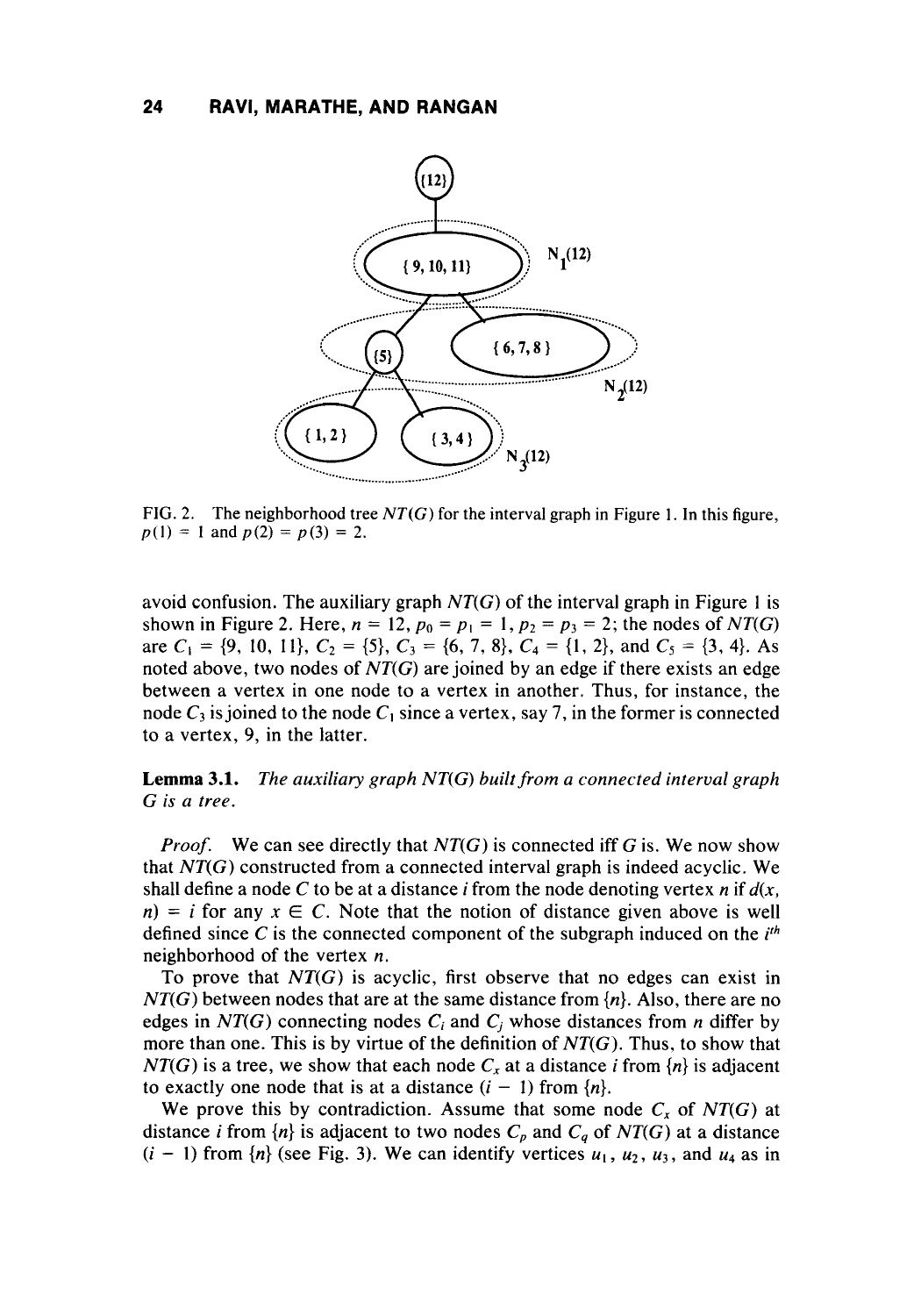FIG. 2. The neighborhood tree $NT(G)$ for the interval graph in Figure 1. In this figure, $p(1) = 1$ and $p(2) = p(3) = 2$.

avoid confusion. The auxiliary graph $NT(G)$ of the interval graph in Figure 1 is shown in Figure 2. Here, $n = 12$, $p_0 = p_1 = 1$, $p_2 = p_3 = 2$; the nodes of $NT(G)$ are $C_1 = \{9, 10, 11\}$, $C_2 = \{5\}$, $C_3 = \{6, 7, 8\}$, $C_4 = \{1, 2\}$, and $C_5 = \{3, 4\}$. As noted above, two nodes of $NT(G)$ are joined by an edge if there exists an edge between a vertex in one node to a vertex in another. Thus, for instance, the node $C_3$ is joined to the node $C_1$ since a vertex, say 7, in the former is connected to a vertex, 9, in the latter.

**Lemma 3.1.** *The auxiliary graph $NT(G)$ built from a connected interval graph $G$ is a tree.*

*Proof.* We can see directly that $NT(G)$ is connected iff $G$ is. We now show that $NT(G)$ constructed from a connected interval graph is indeed acyclic. We shall define a node $C$ to be at a distance $i$ from the node denoting vertex $n$ if $d(x, n) = i$ for any $x \in C$. Note that the notion of distance given above is well defined since $C$ is the connected component of the subgraph induced on the $i^{th}$ neighborhood of the vertex $n$.

To prove that $NT(G)$ is acyclic, first observe that no edges can exist in $NT(G)$ between nodes that are at the same distance from $\{n\}$. Also, there are no edges in $NT(G)$ connecting nodes $C_i$ and $C_j$ whose distances from $n$ differ by more than one. This is by virtue of the definition of $NT(G)$. Thus, to show that $NT(G)$ is a tree, we show that each node $C_x$ at a distance $i$ from $\{n\}$ is adjacent to exactly one node that is at a distance $(i - 1)$ from $\{n\}$.

We prove this by contradiction. Assume that some node $C_x$ of $NT(G)$ at distance $i$ from $\{n\}$ is adjacent to two nodes $C_p$ and $C_q$ of $NT(G)$ at a distance $(i - 1)$ from $\{n\}$ (see Fig. 3). We can identify vertices $u_1$, $u_2$, $u_3$, and $u_4$ as in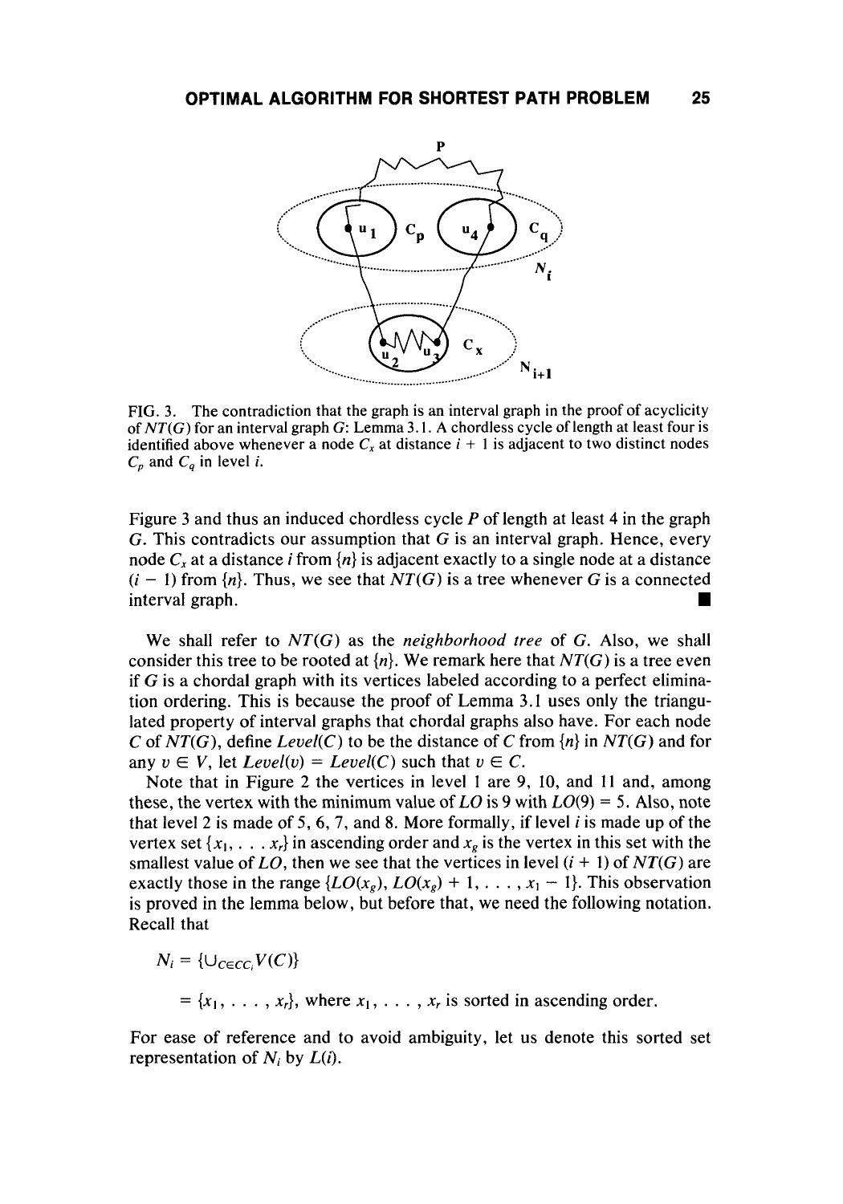FIG. 3. The contradiction that the graph is an interval graph in the proof of acyclicity of $NT(G)$ for an interval graph $G$: Lemma 3.1. A chordless cycle of length at least four is identified above whenever a node $C_x$ at distance $i + 1$ is adjacent to two distinct nodes $C_p$ and $C_q$ in level $i$.

Figure 3 and thus an induced chordless cycle $P$ of length at least 4 in the graph $G$. This contradicts our assumption that $G$ is an interval graph. Hence, every node $C_x$ at a distance $i$ from $\{n\}$ is adjacent exactly to a single node at a distance $(i - 1)$ from $\{n\}$. Thus, we see that $NT(G)$ is a tree whenever $G$ is a connected interval graph. ■

We shall refer to $NT(G)$ as the *neighborhood tree* of $G$. Also, we shall consider this tree to be rooted at $\{n\}$. We remark here that $NT(G)$ is a tree even if $G$ is a chordal graph with its vertices labeled according to a perfect elimination ordering. This is because the proof of Lemma 3.1 uses only the triangulated property of interval graphs that chordal graphs also have. For each node $C$ of $NT(G)$, define $Level(C)$ to be the distance of $C$ from $\{n\}$ in $NT(G)$ and for any $v \in V$, let $Level(v) = Level(C)$ such that $v \in C$.

Note that in Figure 2 the vertices in level 1 are 9, 10, and 11 and, among these, the vertex with the minimum value of $LO$ is 9 with $LO(9) = 5$. Also, note that level 2 is made of 5, 6, 7, and 8. More formally, if level $i$ is made up of the vertex set $\{x_1, \ldots x_r\}$ in ascending order and $x_g$ is the vertex in this set with the smallest value of $LO$, then we see that the vertices in level $(i + 1)$ of $NT(G)$ are exactly those in the range $\{LO(x_g), LO(x_g) + 1, \ldots, x_1 - 1\}$. This observation is proved in the lemma below, but before that, we need the following notation. Recall that

$$N_i = \{\cup_{C \in CC_i} V(C)\}$$

$$= \{x_1, \ldots, x_r\}, \text{ where } x_1, \ldots, x_r \text{ is sorted in ascending order.}$$

For ease of reference and to avoid ambiguity, let us denote this sorted set representation of $N_i$ by $L(i)$.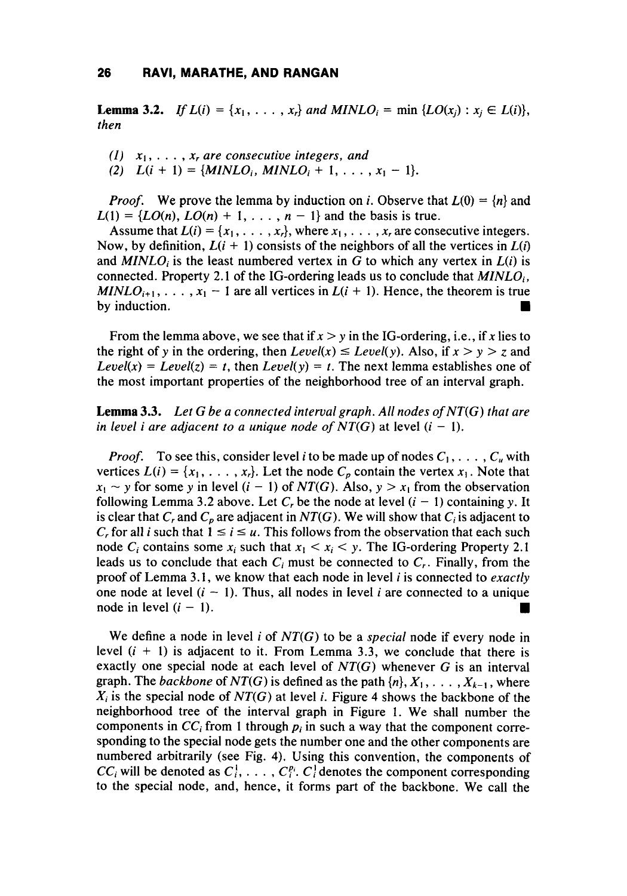**Lemma 3.2.** *If* $L(i) = \{x_1, \ldots, x_r\}$ *and* $MINLO_i = \min \{LO(x_j) : x_j \in L(i)\}$, *then*

*(1)* $x_1, \ldots, x_r$ *are consecutive integers, and*
*(2)* $L(i + 1) = \{MINLO_i, MINLO_i + 1, \ldots, x_1 - 1\}$.

*Proof.* We prove the lemma by induction on $i$. Observe that $L(0) = \{n\}$ and $L(1) = \{LO(n), LO(n) + 1, \ldots, n - 1\}$ and the basis is true.

Assume that $L(i) = \{x_1, \ldots, x_r\}$, where $x_1, \ldots, x_r$ are consecutive integers. Now, by definition, $L(i + 1)$ consists of the neighbors of all the vertices in $L(i)$ and $MINLO_i$ is the least numbered vertex in $G$ to which any vertex in $L(i)$ is connected. Property 2.1 of the IG-ordering leads us to conclude that $MINLO_i$, $MINLO_{i+1}, \ldots, x_1 - 1$ are all vertices in $L(i + 1)$. Hence, the theorem is true by induction. ∎

From the lemma above, we see that if $x > y$ in the IG-ordering, i.e., if $x$ lies to the right of $y$ in the ordering, then $Level(x) \leq Level(y)$. Also, if $x > y > z$ and $Level(x) = Level(z) = t$, then $Level(y) = t$. The next lemma establishes one of the most important properties of the neighborhood tree of an interval graph.

**Lemma 3.3.** *Let G be a connected interval graph. All nodes of NT(G) that are in level i are adjacent to a unique node of NT(G)* at level $(i - 1)$.

*Proof.* To see this, consider level $i$ to be made up of nodes $C_1, \ldots, C_u$ with vertices $L(i) = \{x_1, \ldots, x_r\}$. Let the node $C_p$ contain the vertex $x_1$. Note that $x_1 \sim y$ for some $y$ in level $(i - 1)$ of $NT(G)$. Also, $y > x_1$ from the observation following Lemma 3.2 above. Let $C_r$ be the node at level $(i - 1)$ containing $y$. It is clear that $C_r$ and $C_p$ are adjacent in $NT(G)$. We will show that $C_i$ is adjacent to $C_r$ for all $i$ such that $1 \leq i \leq u$. This follows from the observation that each such node $C_i$ contains some $x_i$ such that $x_1 < x_i < y$. The IG-ordering Property 2.1 leads us to conclude that each $C_i$ must be connected to $C_r$. Finally, from the proof of Lemma 3.1, we know that each node in level $i$ is connected to *exactly* one node at level $(i - 1)$. Thus, all nodes in level $i$ are connected to a unique node in level $(i - 1)$. ∎

We define a node in level $i$ of $NT(G)$ to be a *special* node if every node in level $(i + 1)$ is adjacent to it. From Lemma 3.3, we conclude that there is exactly one special node at each level of $NT(G)$ whenever $G$ is an interval graph. The *backbone* of $NT(G)$ is defined as the path $\{n\}, X_1, \ldots, X_{k-1}$, where $X_i$ is the special node of $NT(G)$ at level $i$. Figure 4 shows the backbone of the neighborhood tree of the interval graph in Figure 1. We shall number the components in $CC_i$ from 1 through $p_i$ in such a way that the component corresponding to the special node gets the number one and the other components are numbered arbitrarily (see Fig. 4). Using this convention, the components of $CC_i$ will be denoted as $C_i^1, \ldots, C_i^{p_i}$. $C_i^1$ denotes the component corresponding to the special node, and, hence, it forms part of the backbone. We call the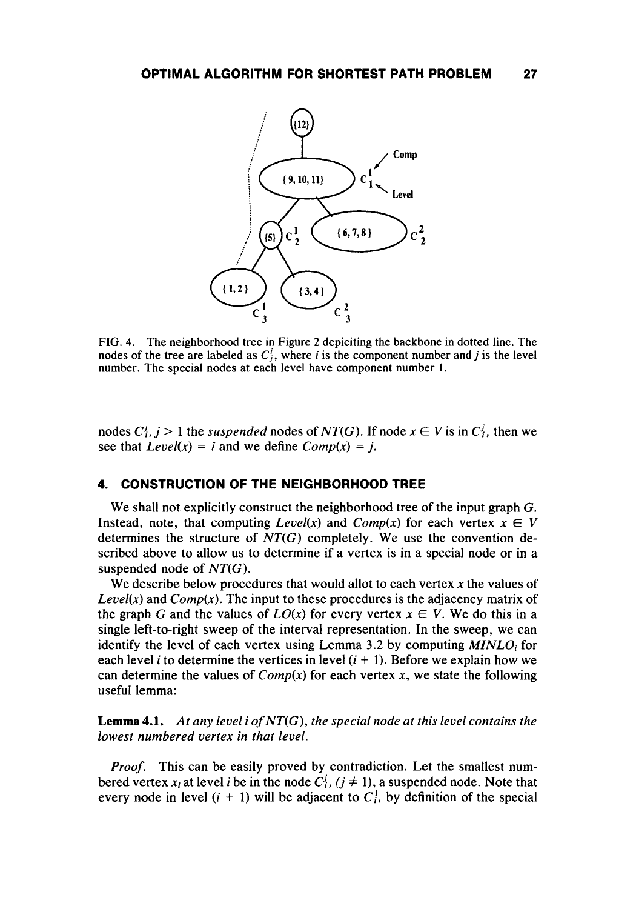FIG. 4. The neighborhood tree in Figure 2 depiciting the backbone in dotted line. The nodes of the tree are labeled as $C_j^i$, where $i$ is the component number and $j$ is the level number. The special nodes at each level have component number 1.

nodes $C_i^j, j > 1$ the *suspended* nodes of $NT(G)$. If node $x \in V$ is in $C_i^j$, then we see that $Level(x) = i$ and we define $Comp(x) = j$.

## 4. CONSTRUCTION OF THE NEIGHBORHOOD TREE

We shall not explicitly construct the neighborhood tree of the input graph $G$. Instead, note, that computing $Level(x)$ and $Comp(x)$ for each vertex $x \in V$ determines the structure of $NT(G)$ completely. We use the convention described above to allow us to determine if a vertex is in a special node or in a suspended node of $NT(G)$.

We describe below procedures that would allot to each vertex $x$ the values of $Level(x)$ and $Comp(x)$. The input to these procedures is the adjacency matrix of the graph $G$ and the values of $LO(x)$ for every vertex $x \in V$. We do this in a single left-to-right sweep of the interval representation. In the sweep, we can identify the level of each vertex using Lemma 3.2 by computing $MINLO_i$ for each level $i$ to determine the vertices in level $(i + 1)$. Before we explain how we can determine the values of $Comp(x)$ for each vertex $x$, we state the following useful lemma:

**Lemma 4.1.** *At any level i of NT(G), the special node at this level contains the lowest numbered vertex in that level.*

*Proof.* This can be easily proved by contradiction. Let the smallest numbered vertex $x_l$ at level $i$ be in the node $C_i^j$, $(j \neq 1)$, a suspended node. Note that every node in level $(i + 1)$ will be adjacent to $C_i^1$, by definition of the special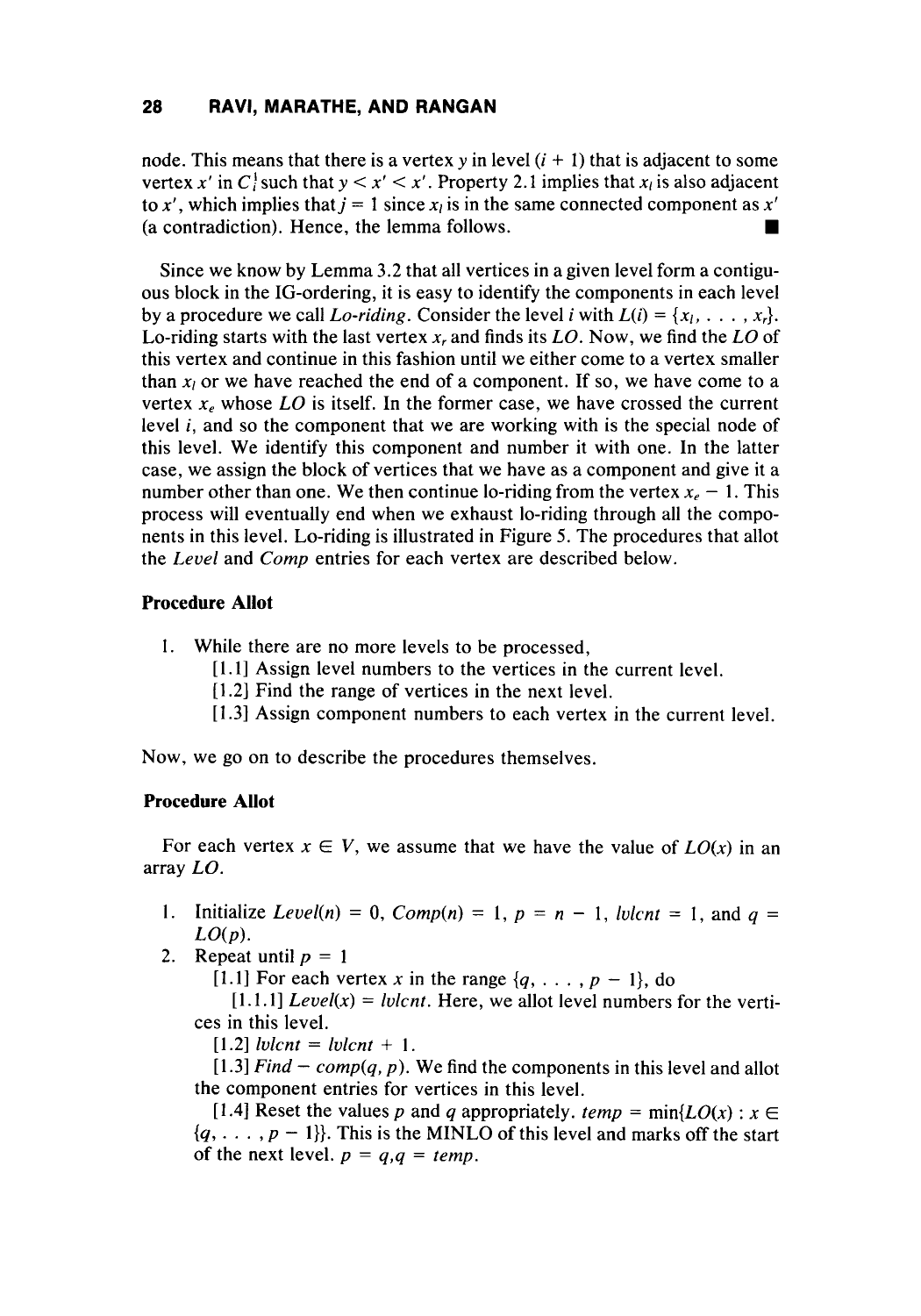node. This means that there is a vertex $y$ in level $(i + 1)$ that is adjacent to some vertex $x'$ in $C_i^j$ such that $y < x' < x'$. Property 2.1 implies that $x_l$ is also adjacent to $x'$, which implies that $j = 1$ since $x_l$ is in the same connected component as $x'$ (a contradiction). Hence, the lemma follows. ∎

Since we know by Lemma 3.2 that all vertices in a given level form a contiguous block in the IG-ordering, it is easy to identify the components in each level by a procedure we call *Lo-riding*. Consider the level $i$ with $L(i) = \{x_l, \ldots, x_r\}$. Lo-riding starts with the last vertex $x_r$ and finds its *LO*. Now, we find the *LO* of this vertex and continue in this fashion until we either come to a vertex smaller than $x_l$ or we have reached the end of a component. If so, we have come to a vertex $x_e$ whose *LO* is itself. In the former case, we have crossed the current level $i$, and so the component that we are working with is the special node of this level. We identify this component and number it with one. In the latter case, we assign the block of vertices that we have as a component and give it a number other than one. We then continue lo-riding from the vertex $x_e - 1$. This process will eventually end when we exhaust lo-riding through all the components in this level. Lo-riding is illustrated in Figure 5. The procedures that allot the *Level* and *Comp* entries for each vertex are described below.

**Procedure Allot**

1. While there are no more levels to be processed,
   [1.1] Assign level numbers to the vertices in the current level.
   [1.2] Find the range of vertices in the next level.
   [1.3] Assign component numbers to each vertex in the current level.

Now, we go on to describe the procedures themselves.

**Procedure Allot**

For each vertex $x \in V$, we assume that we have the value of $LO(x)$ in an array *LO*.

1. Initialize $Level(n) = 0$, $Comp(n) = 1$, $p = n - 1$, $lvlcnt = 1$, and $q = LO(p)$.
2. Repeat until $p = 1$
   [1.1] For each vertex $x$ in the range $\{q, \ldots, p - 1\}$, do
      [1.1.1] $Level(x) = lvlcnt$. Here, we allot level numbers for the vertices in this level.
   [1.2] $lvlcnt = lvlcnt + 1$.
   [1.3] $Find - comp(q, p)$. We find the components in this level and allot the component entries for vertices in this level.
   [1.4] Reset the values $p$ and $q$ appropriately. $temp = \min\{LO(x) : x \in \{q, \ldots, p - 1\}\}$. This is the MINLO of this level and marks off the start of the next level. $p = q, q = temp$.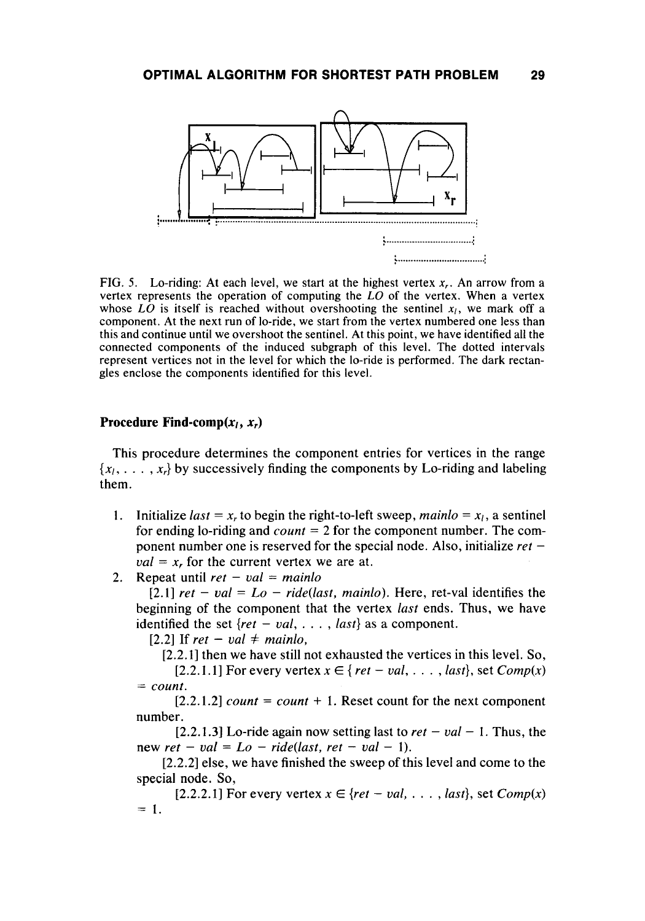FIG. 5. Lo-riding: At each level, we start at the highest vertex $x_r$. An arrow from a vertex represents the operation of computing the $LO$ of the vertex. When a vertex whose $LO$ is itself is reached without overshooting the sentinel $x_l$, we mark off a component. At the next run of lo-ride, we start from the vertex numbered one less than this and continue until we overshoot the sentinel. At this point, we have identified all the connected components of the induced subgraph of this level. The dotted intervals represent vertices not in the level for which the lo-ride is performed. The dark rectangles enclose the components identified for this level.

### Procedure Find-comp($x_l$, $x_r$)

This procedure determines the component entries for vertices in the range $\{x_l, \ldots, x_r\}$ by successively finding the components by Lo-riding and labeling them.

1. Initialize $last = x_r$ to begin the right-to-left sweep, $mainlo = x_l$, a sentinel for ending lo-riding and $count = 2$ for the component number. The component number one is reserved for the special node. Also, initialize $ret - val = x_r$ for the current vertex we are at.
2. Repeat until $ret - val = mainlo$

   [2.1] $ret - val = Lo - ride(last, mainlo)$. Here, ret-val identifies the beginning of the component that the vertex $last$ ends. Thus, we have identified the set $\{ret - val, \ldots, last\}$ as a component.

   [2.2] If $ret - val \neq mainlo$,

   [2.2.1] then we have still not exhausted the vertices in this level. So,

   [2.2.1.1] For every vertex $x \in \{ret - val, \ldots, last\}$, set $Comp(x) = count$.

   [2.2.1.2] $count = count + 1$. Reset count for the next component number.

   [2.2.1.3] Lo-ride again now setting last to $ret - val - 1$. Thus, the new $ret - val = Lo - ride(last, ret - val - 1)$.

   [2.2.2] else, we have finished the sweep of this level and come to the special node. So,

   [2.2.2.1] For every vertex $x \in \{ret - val, \ldots, last\}$, set $Comp(x) = 1$.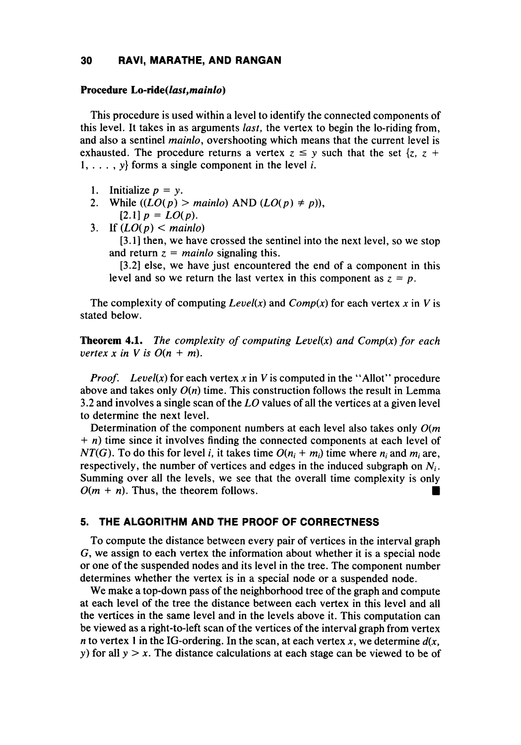**Procedure Lo-ride(*last*,*mainlo*)**

This procedure is used within a level to identify the connected components of this level. It takes in as arguments *last*, the vertex to begin the lo-riding from, and also a sentinel *mainlo*, overshooting which means that the current level is exhausted. The procedure returns a vertex $z \le y$ such that the set $\{z, z + 1, \ldots, y\}$ forms a single component in the level $i$.

1. Initialize $p = y$.
2. While $((LO(p) > mainlo)$ AND $(LO(p) \ne p))$,
   [2.1] $p = LO(p)$.
3. If $(LO(p) < mainlo)$
   [3.1] then, we have crossed the sentinel into the next level, so we stop and return $z = mainlo$ signaling this.
   [3.2] else, we have just encountered the end of a component in this level and so we return the last vertex in this component as $z = p$.

The complexity of computing *Level*($x$) and *Comp*($x$) for each vertex $x$ in $V$ is stated below.

**Theorem 4.1.** *The complexity of computing Level(x) and Comp(x) for each vertex x in V is O(n + m).*

*Proof.* *Level*($x$) for each vertex $x$ in $V$ is computed in the "Allot" procedure above and takes only $O(n)$ time. This construction follows the result in Lemma 3.2 and involves a single scan of the *LO* values of all the vertices at a given level to determine the next level.

Determination of the component numbers at each level also takes only $O(m + n)$ time since it involves finding the connected components at each level of $NT(G)$. To do this for level $i$, it takes time $O(n_i + m_i)$ time where $n_i$ and $m_i$ are, respectively, the number of vertices and edges in the induced subgraph on $N_i$. Summing over all the levels, we see that the overall time complexity is only $O(m + n)$. Thus, the theorem follows. ∎

## 5. THE ALGORITHM AND THE PROOF OF CORRECTNESS

To compute the distance between every pair of vertices in the interval graph $G$, we assign to each vertex the information about whether it is a special node or one of the suspended nodes and its level in the tree. The component number determines whether the vertex is in a special node or a suspended node.

We make a top-down pass of the neighborhood tree of the graph and compute at each level of the tree the distance between each vertex in this level and all the vertices in the same level and in the levels above it. This computation can be viewed as a right-to-left scan of the vertices of the interval graph from vertex $n$ to vertex 1 in the IG-ordering. In the scan, at each vertex $x$, we determine $d(x, y)$ for all $y > x$. The distance calculations at each stage can be viewed to be of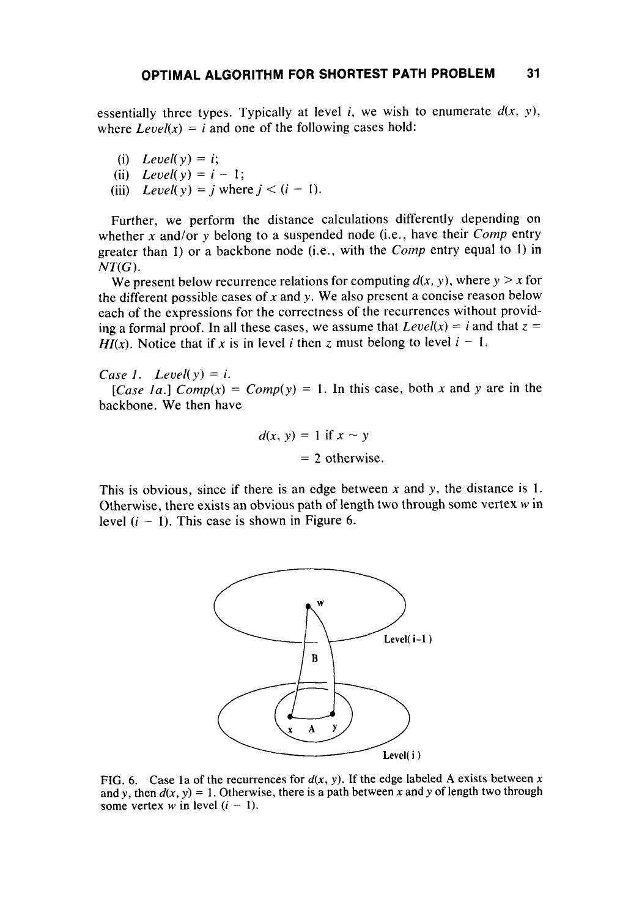essentially three types. Typically at level $i$, we wish to enumerate $d(x, y)$, where $Level(x) = i$ and one of the following cases hold:

(i) $Level(y) = i$;
(ii) $Level(y) = i - 1$;
(iii) $Level(y) = j$ where $j < (i - 1)$.

Further, we perform the distance calculations differently depending on whether $x$ and/or $y$ belong to a suspended node (i.e., have their *Comp* entry greater than 1) or a backbone node (i.e., with the *Comp* entry equal to 1) in $NT(G)$.

We present below recurrence relations for computing $d(x, y)$, where $y > x$ for the different possible cases of $x$ and $y$. We also present a concise reason below each of the expressions for the correctness of the recurrences without providing a formal proof. In all these cases, we assume that $Level(x) = i$ and that $z = HI(x)$. Notice that if $x$ is in level $i$ then $z$ must belong to level $i - 1$.

*Case 1.* $Level(y) = i$.

*[Case 1a.]* $Comp(x) = Comp(y) = 1$. In this case, both $x$ and $y$ are in the backbone. We then have

$$d(x, y) = 1 \text{ if } x \sim y$$
$$= 2 \text{ otherwise.}$$

This is obvious, since if there is an edge between $x$ and $y$, the distance is 1. Otherwise, there exists an obvious path of length two through some vertex $w$ in level $(i - 1)$. This case is shown in Figure 6.

FIG. 6. Case 1a of the recurrences for $d(x, y)$. If the edge labeled A exists between $x$ and $y$, then $d(x, y) = 1$. Otherwise, there is a path between $x$ and $y$ of length two through some vertex $w$ in level $(i - 1)$.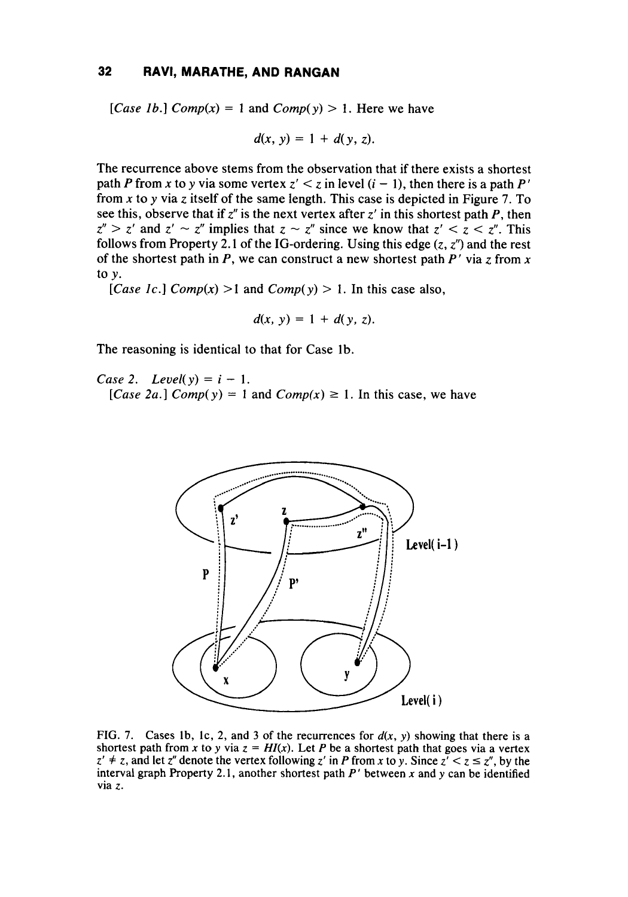[*Case 1b.*] $Comp(x) = 1$ and $Comp(y) > 1$. Here we have

$$d(x, y) = 1 + d(y, z).$$

The recurrence above stems from the observation that if there exists a shortest path $P$ from $x$ to $y$ via some vertex $z' < z$ in level $(i - 1)$, then there is a path $P'$ from $x$ to $y$ via $z$ itself of the same length. This case is depicted in Figure 7. To see this, observe that if $z''$ is the next vertex after $z'$ in this shortest path $P$, then $z'' > z'$ and $z' \sim z''$ implies that $z \sim z''$ since we know that $z' < z < z''$. This follows from Property 2.1 of the IG-ordering. Using this edge $(z, z'')$ and the rest of the shortest path in $P$, we can construct a new shortest path $P'$ via $z$ from $x$ to $y$.

[*Case 1c.*] $Comp(x) > 1$ and $Comp(y) > 1$. In this case also,

$$d(x, y) = 1 + d(y, z).$$

The reasoning is identical to that for Case 1b.

*Case 2.* $Level(y) = i - 1$.

[*Case 2a.*] $Comp(y) = 1$ and $Comp(x) \geq 1$. In this case, we have

FIG. 7. Cases 1b, 1c, 2, and 3 of the recurrences for $d(x, y)$ showing that there is a shortest path from $x$ to $y$ via $z = HI(x)$. Let $P$ be a shortest path that goes via a vertex $z' \neq z$, and let $z''$ denote the vertex following $z'$ in $P$ from $x$ to $y$. Since $z' < z \leq z''$, by the interval graph Property 2.1, another shortest path $P'$ between $x$ and $y$ can be identified via $z$.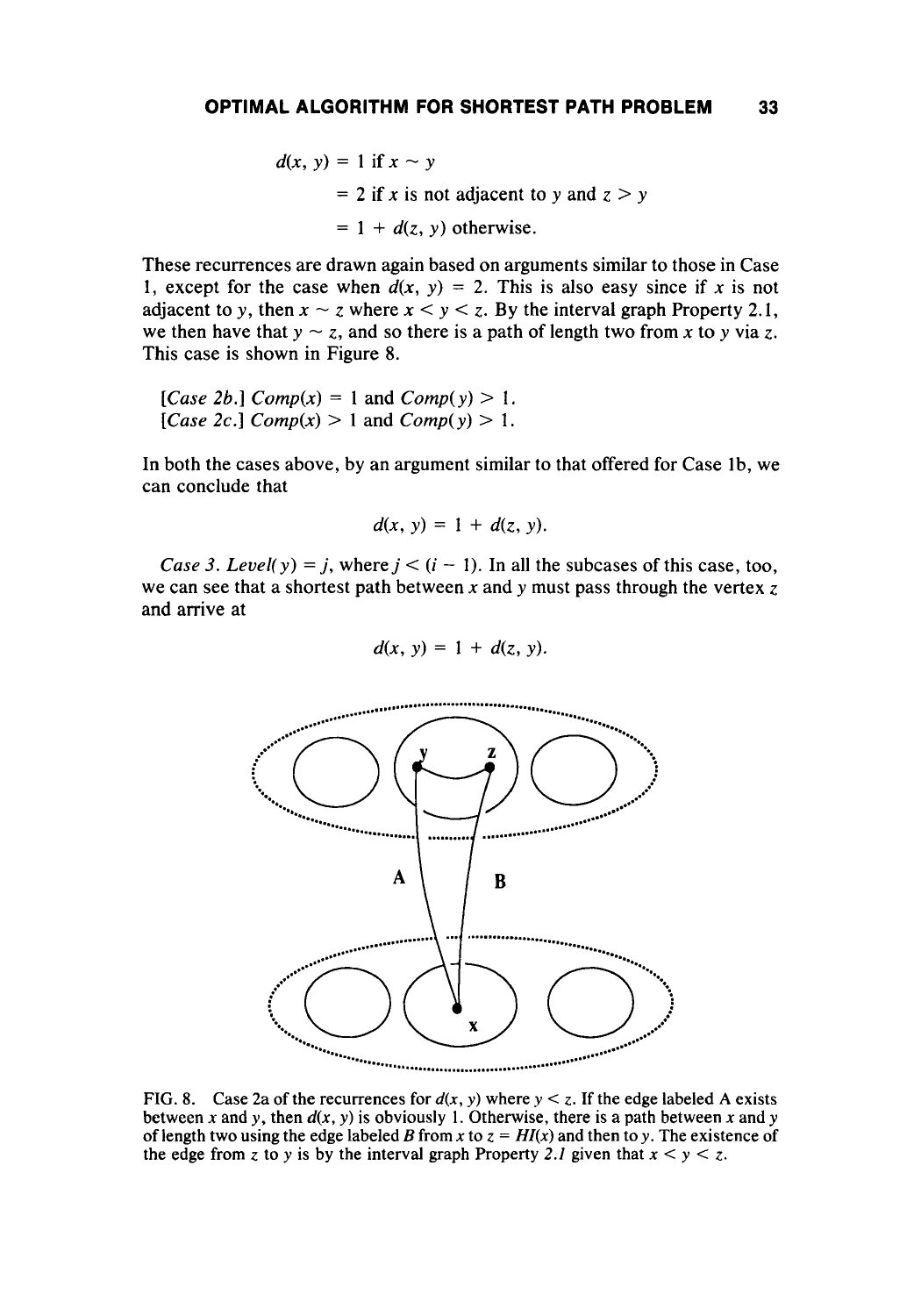$$
\begin{aligned}
d(x, y) &= 1 \text{ if } x \sim y \\
&= 2 \text{ if } x \text{ is not adjacent to } y \text{ and } z > y \\
&= 1 + d(z, y) \text{ otherwise.}
\end{aligned}
$$

These recurrences are drawn again based on arguments similar to those in Case 1, except for the case when $d(x, y) = 2$. This is also easy since if $x$ is not adjacent to $y$, then $x \sim z$ where $x < y < z$. By the interval graph Property 2.1, we then have that $y \sim z$, and so there is a path of length two from $x$ to $y$ via $z$. This case is shown in Figure 8.

[*Case 2b.*] $Comp(x) = 1$ and $Comp(y) > 1$.
[*Case 2c.*] $Comp(x) > 1$ and $Comp(y) > 1$.

In both the cases above, by an argument similar to that offered for Case 1b, we can conclude that

$$d(x, y) = 1 + d(z, y).$$

*Case 3.* $Level(y) = j$, where $j < (i - 1)$. In all the subcases of this case, too, we can see that a shortest path between $x$ and $y$ must pass through the vertex $z$ and arrive at

$$d(x, y) = 1 + d(z, y).$$

FIG. 8. Case 2a of the recurrences for $d(x, y)$ where $y < z$. If the edge labeled A exists between $x$ and $y$, then $d(x, y)$ is obviously 1. Otherwise, there is a path between $x$ and $y$ of length two using the edge labeled $B$ from $x$ to $z = HI(x)$ and then to $y$. The existence of the edge from $z$ to $y$ is by the interval graph Property *2.1* given that $x < y < z$.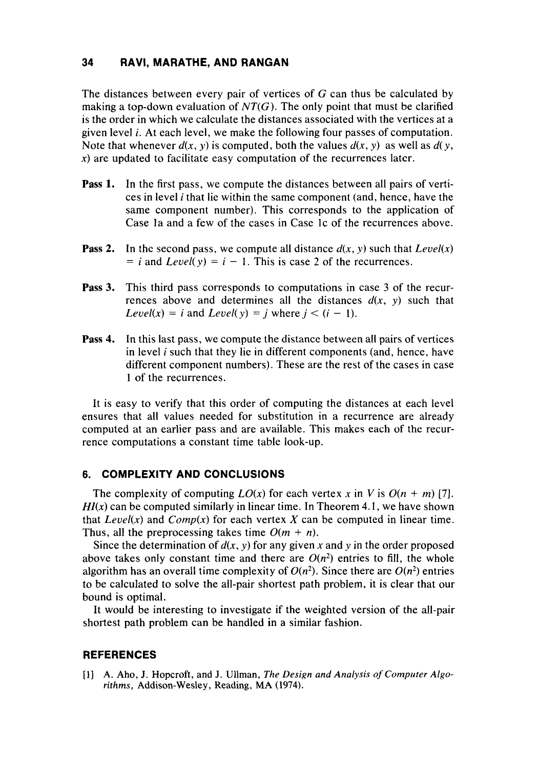The distances between every pair of vertices of $G$ can thus be calculated by making a top-down evaluation of $NT(G)$. The only point that must be clarified is the order in which we calculate the distances associated with the vertices at a given level $i$. At each level, we make the following four passes of computation. Note that whenever $d(x, y)$ is computed, both the values $d(x, y)$ as well as $d(y, x)$ are updated to facilitate easy computation of the recurrences later.

**Pass 1.** In the first pass, we compute the distances between all pairs of vertices in level $i$ that lie within the same component (and, hence, have the same component number). This corresponds to the application of Case 1a and a few of the cases in Case 1c of the recurrences above.

**Pass 2.** In the second pass, we compute all distance $d(x, y)$ such that $Level(x) = i$ and $Level(y) = i - 1$. This is case 2 of the recurrences.

**Pass 3.** This third pass corresponds to computations in case 3 of the recurrences above and determines all the distances $d(x, y)$ such that $Level(x) = i$ and $Level(y) = j$ where $j < (i - 1)$.

**Pass 4.** In this last pass, we compute the distance between all pairs of vertices in level $i$ such that they lie in different components (and, hence, have different component numbers). These are the rest of the cases in case 1 of the recurrences.

It is easy to verify that this order of computing the distances at each level ensures that all values needed for substitution in a recurrence are already computed at an earlier pass and are available. This makes each of the recurrence computations a constant time table look-up.

## 6. COMPLEXITY AND CONCLUSIONS

The complexity of computing $LO(x)$ for each vertex $x$ in $V$ is $O(n + m)$ [7]. $HI(x)$ can be computed similarly in linear time. In Theorem 4.1, we have shown that $Level(x)$ and $Comp(x)$ for each vertex $X$ can be computed in linear time. Thus, all the preprocessing takes time $O(m + n)$.

Since the determination of $d(x, y)$ for any given $x$ and $y$ in the order proposed above takes only constant time and there are $O(n^2)$ entries to fill, the whole algorithm has an overall time complexity of $O(n^2)$. Since there are $O(n^2)$ entries to be calculated to solve the all-pair shortest path problem, it is clear that our bound is optimal.

It would be interesting to investigate if the weighted version of the all-pair shortest path problem can be handled in a similar fashion.

## REFERENCES

[1] A. Aho, J. Hopcroft, and J. Ullman, *The Design and Analysis of Computer Algorithms*, Addison-Wesley, Reading, MA (1974).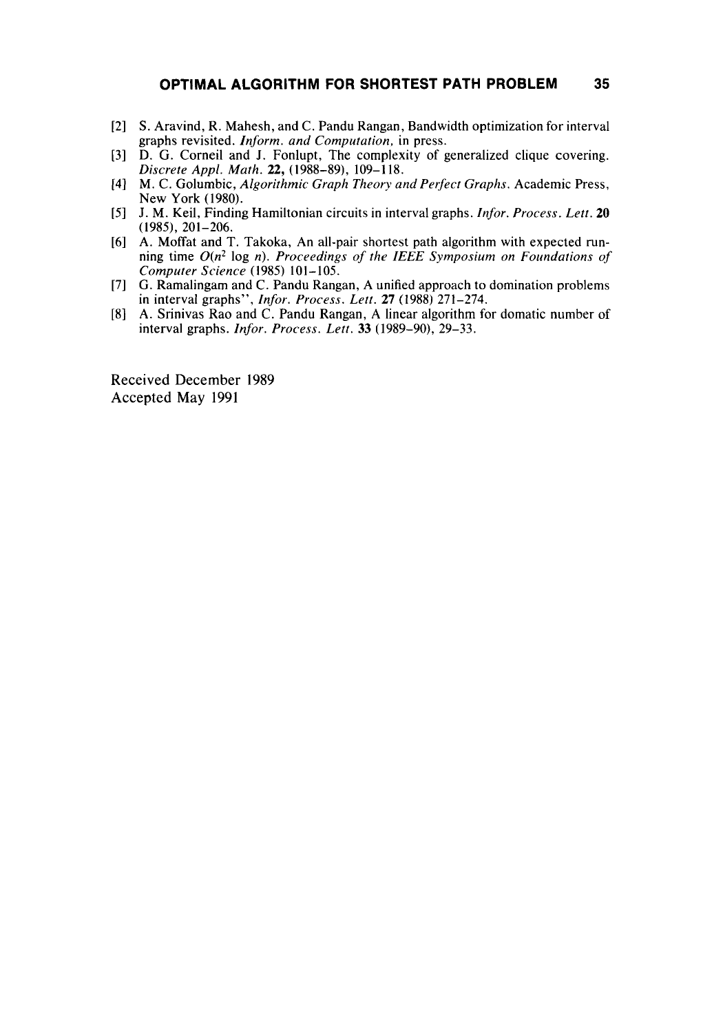[2] S. Aravind, R. Mahesh, and C. Pandu Rangan, Bandwidth optimization for interval graphs revisited. *Inform. and Computation*, in press.

[3] D. G. Corneil and J. Fonlupt, The complexity of generalized clique covering. *Discrete Appl. Math.* **22**, (1988–89), 109–118.

[4] M. C. Golumbic, *Algorithmic Graph Theory and Perfect Graphs*. Academic Press, New York (1980).

[5] J. M. Keil, Finding Hamiltonian circuits in interval graphs. *Infor. Process. Lett.* **20** (1985), 201–206.

[6] A. Moffat and T. Takoka, An all-pair shortest path algorithm with expected running time $O(n^2 \log n)$. *Proceedings of the IEEE Symposium on Foundations of Computer Science* (1985) 101–105.

[7] G. Ramalingam and C. Pandu Rangan, A unified approach to domination problems in interval graphs", *Infor. Process. Lett.* **27** (1988) 271–274.

[8] A. Srinivas Rao and C. Pandu Rangan, A linear algorithm for domatic number of interval graphs. *Infor. Process. Lett.* **33** (1989–90), 29–33.

Received December 1989
Accepted May 1991